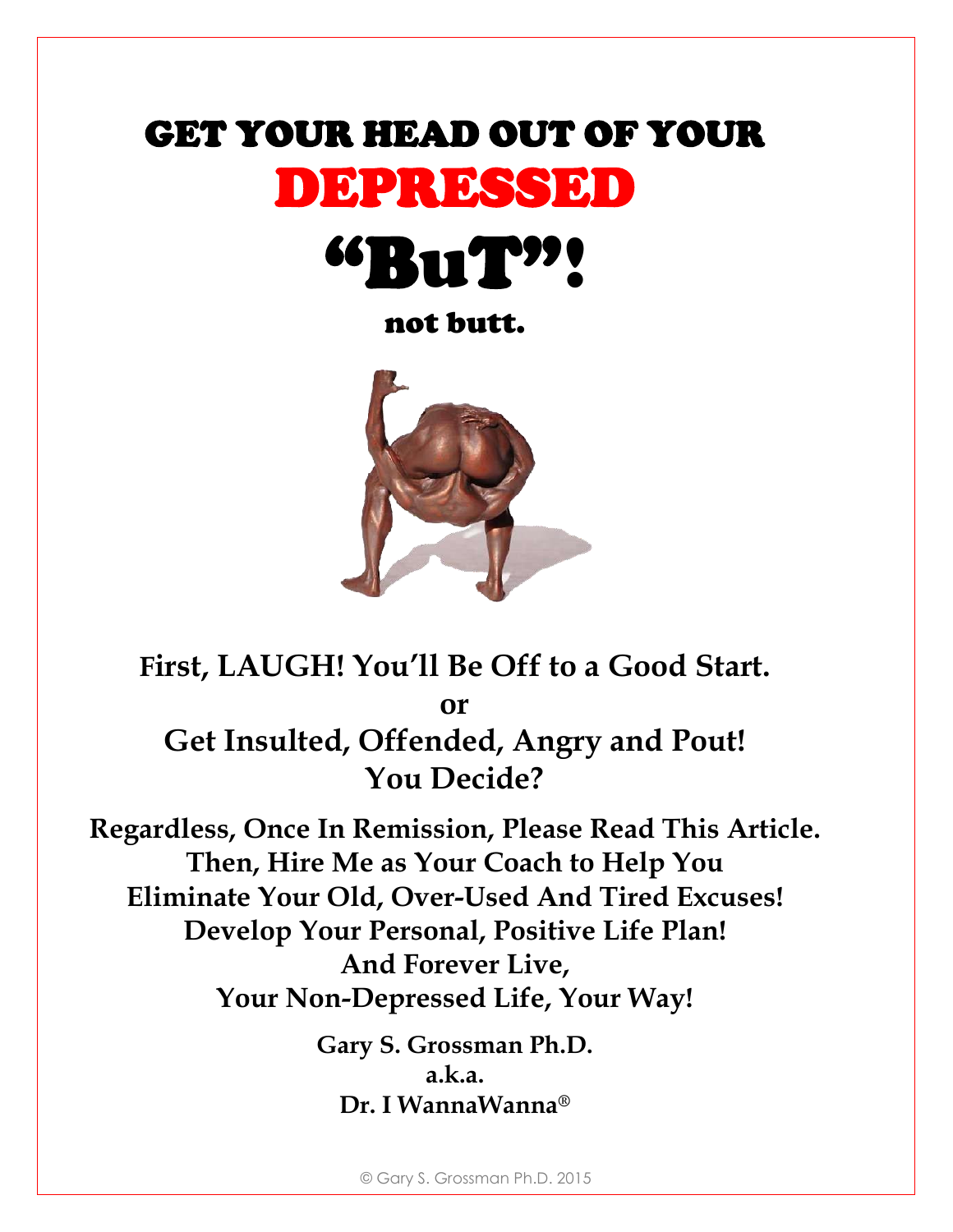# GET YOUR HEAD OUT OF YOUR DEPRESSED "BuT"!

not butt.

**First, LAUGH! You'll Be Off to a Good Start.**

**or**

**Get Insulted, Offended, Angry and Pout!**
**You Decide?**

**Regardless, Once In Remission, Please Read This Article.**
**Then, Hire Me as Your Coach to Help You**
**Eliminate Your Old, Over-Used And Tired Excuses!**
**Develop Your Personal, Positive Life Plan!**
**And Forever Live,**
**Your Non-Depressed Life, Your Way!**

**Gary S. Grossman Ph.D.**
**a.k.a.**
**Dr. I WannaWanna®**

© Gary S. Grossman Ph.D. 2015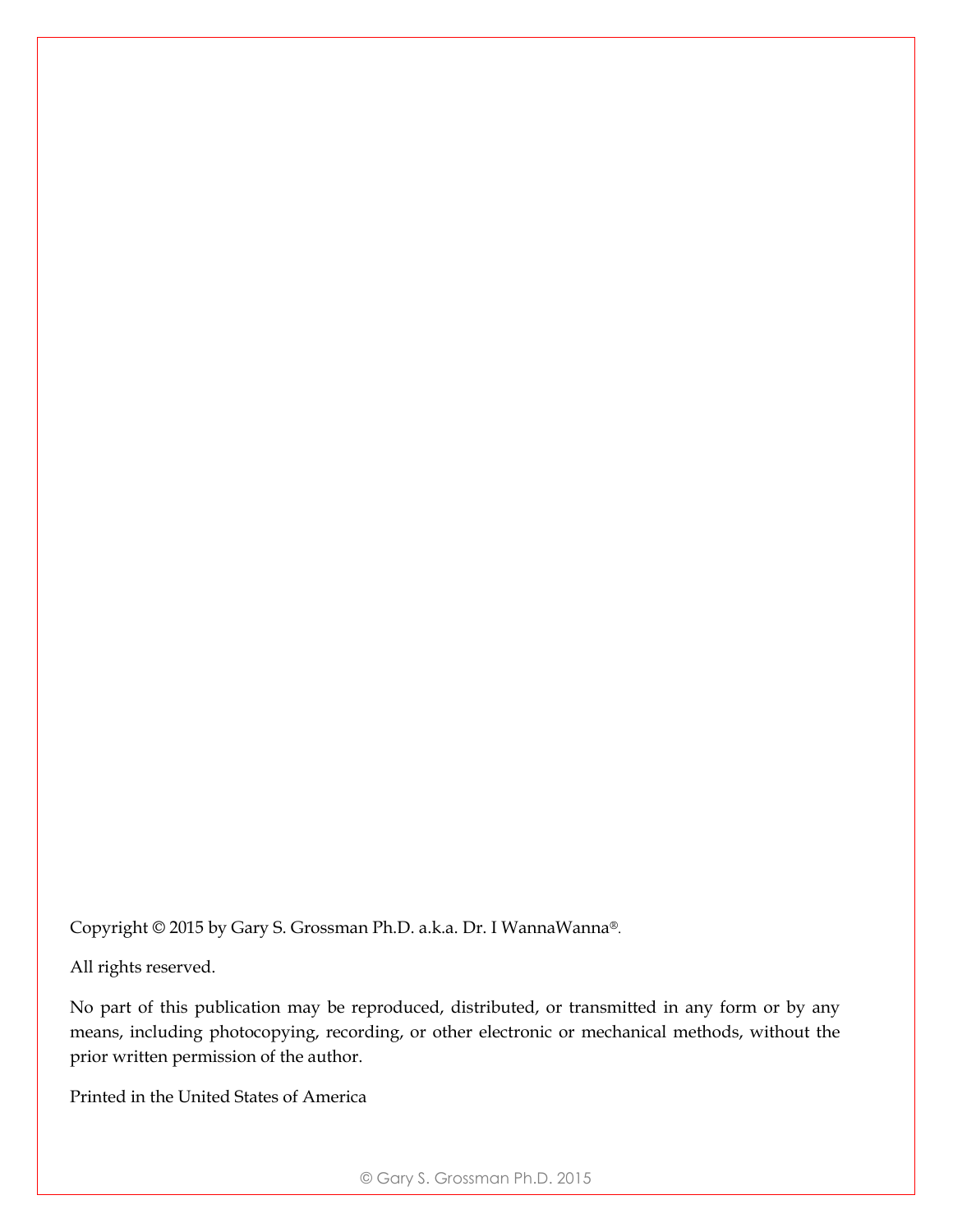Copyright © 2015 by Gary S. Grossman Ph.D. a.k.a. Dr. I WannaWanna®.

All rights reserved.

No part of this publication may be reproduced, distributed, or transmitted in any form or by any means, including photocopying, recording, or other electronic or mechanical methods, without the prior written permission of the author.

Printed in the United States of America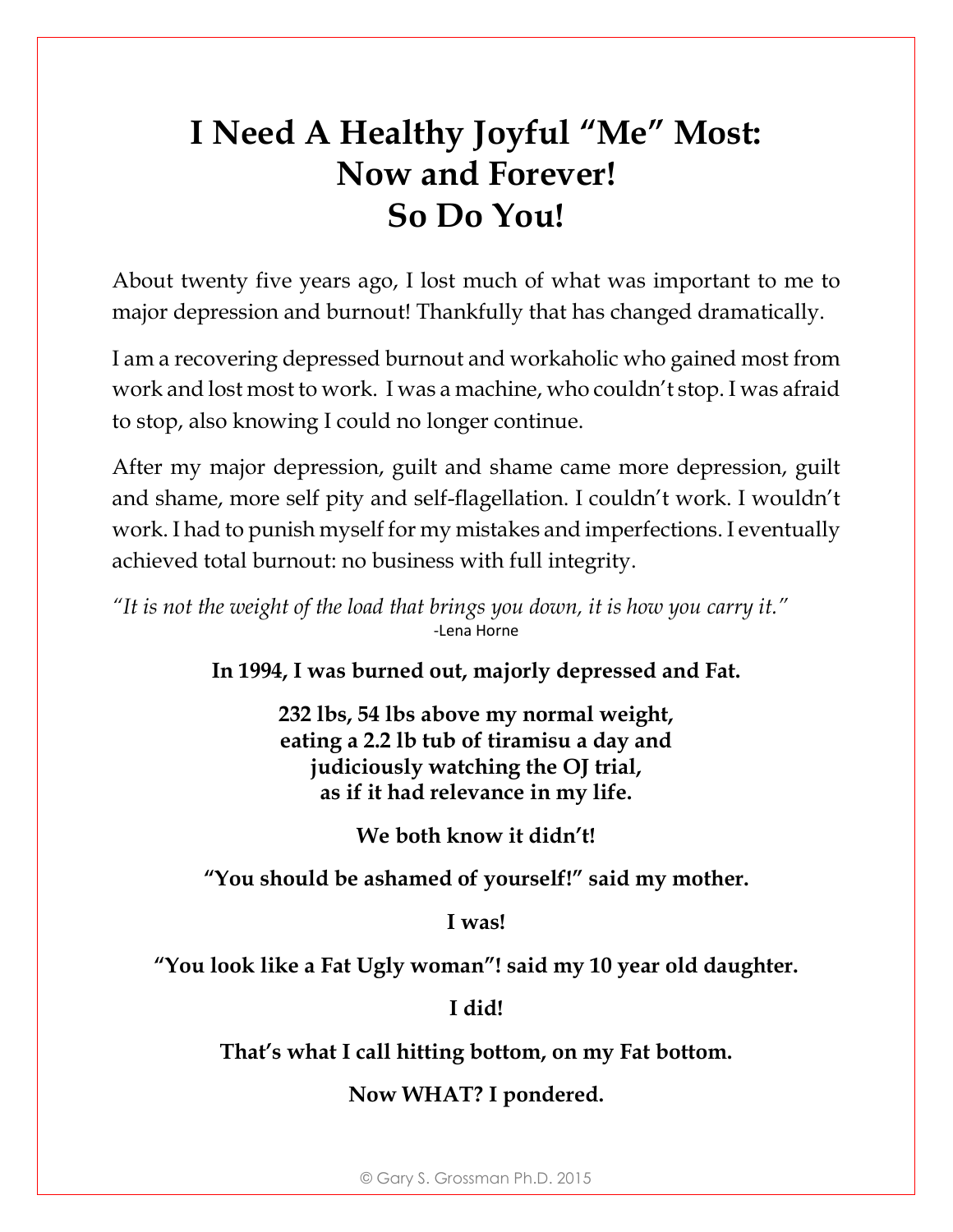# I Need A Healthy Joyful "Me" Most: Now and Forever! So Do You!

About twenty five years ago, I lost much of what was important to me to major depression and burnout! Thankfully that has changed dramatically.

I am a recovering depressed burnout and workaholic who gained most from work and lost most to work. I was a machine, who couldn't stop. I was afraid to stop, also knowing I could no longer continue.

After my major depression, guilt and shame came more depression, guilt and shame, more self pity and self-flagellation. I couldn't work. I wouldn't work. I had to punish myself for my mistakes and imperfections. I eventually achieved total burnout: no business with full integrity.

*"It is not the weight of the load that brings you down, it is how you carry it."*
-Lena Horne

**In 1994, I was burned out, majorly depressed and Fat.**

**232 lbs, 54 lbs above my normal weight,**
**eating a 2.2 lb tub of tiramisu a day and**
**judiciously watching the OJ trial,**
**as if it had relevance in my life.**

**We both know it didn't!**

**"You should be ashamed of yourself!" said my mother.**

**I was!**

**"You look like a Fat Ugly woman"! said my 10 year old daughter.**

**I did!**

**That's what I call hitting bottom, on my Fat bottom.**

**Now WHAT? I pondered.**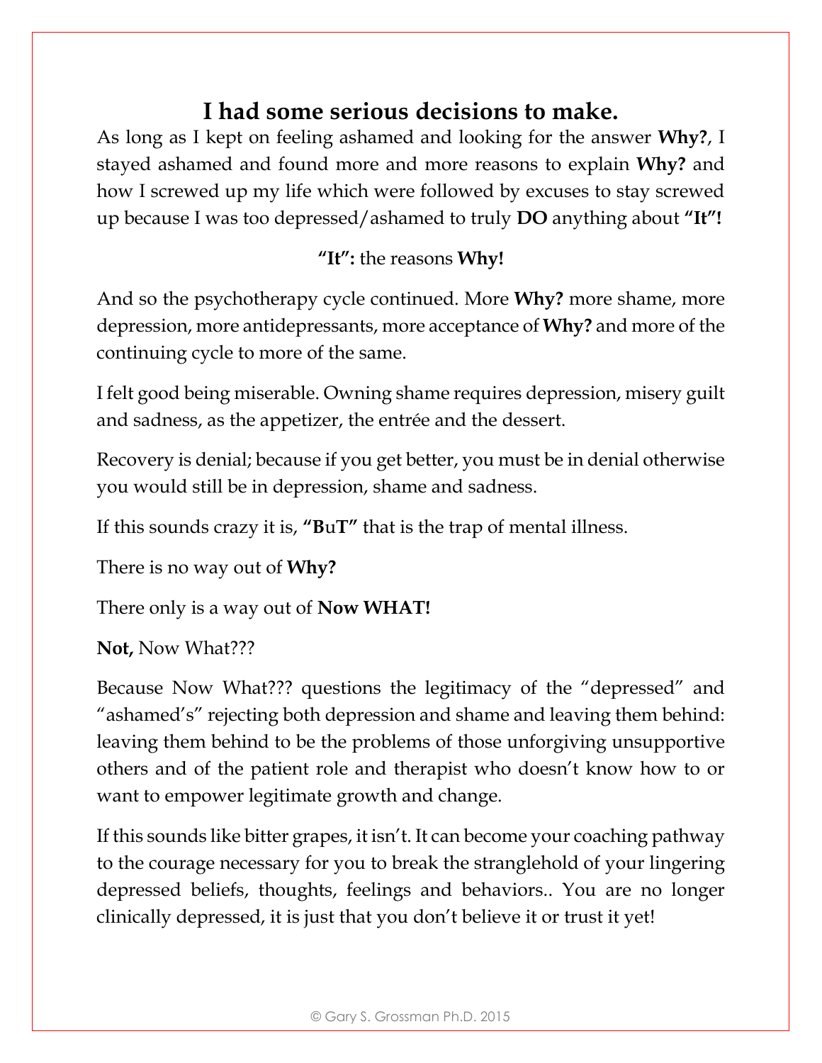## I had some serious decisions to make.

As long as I kept on feeling ashamed and looking for the answer **Why?**, I stayed ashamed and found more and more reasons to explain **Why?** and how I screwed up my life which were followed by excuses to stay screwed up because I was too depressed/ashamed to truly **DO** anything about **"It"!**

**"It":** the reasons **Why!**

And so the psychotherapy cycle continued. More **Why?** more shame, more depression, more antidepressants, more acceptance of **Why?** and more of the continuing cycle to more of the same.

I felt good being miserable. Owning shame requires depression, misery guilt and sadness, as the appetizer, the entrée and the dessert.

Recovery is denial; because if you get better, you must be in denial otherwise you would still be in depression, shame and sadness.

If this sounds crazy it is, **"BuT"** that is the trap of mental illness.

There is no way out of **Why?**

There only is a way out of **Now WHAT!**

**Not,** Now What???

Because Now What??? questions the legitimacy of the "depressed" and "ashamed's" rejecting both depression and shame and leaving them behind: leaving them behind to be the problems of those unforgiving unsupportive others and of the patient role and therapist who doesn't know how to or want to empower legitimate growth and change.

If this sounds like bitter grapes, it isn't. It can become your coaching pathway to the courage necessary for you to break the stranglehold of your lingering depressed beliefs, thoughts, feelings and behaviors.. You are no longer clinically depressed, it is just that you don't believe it or trust it yet!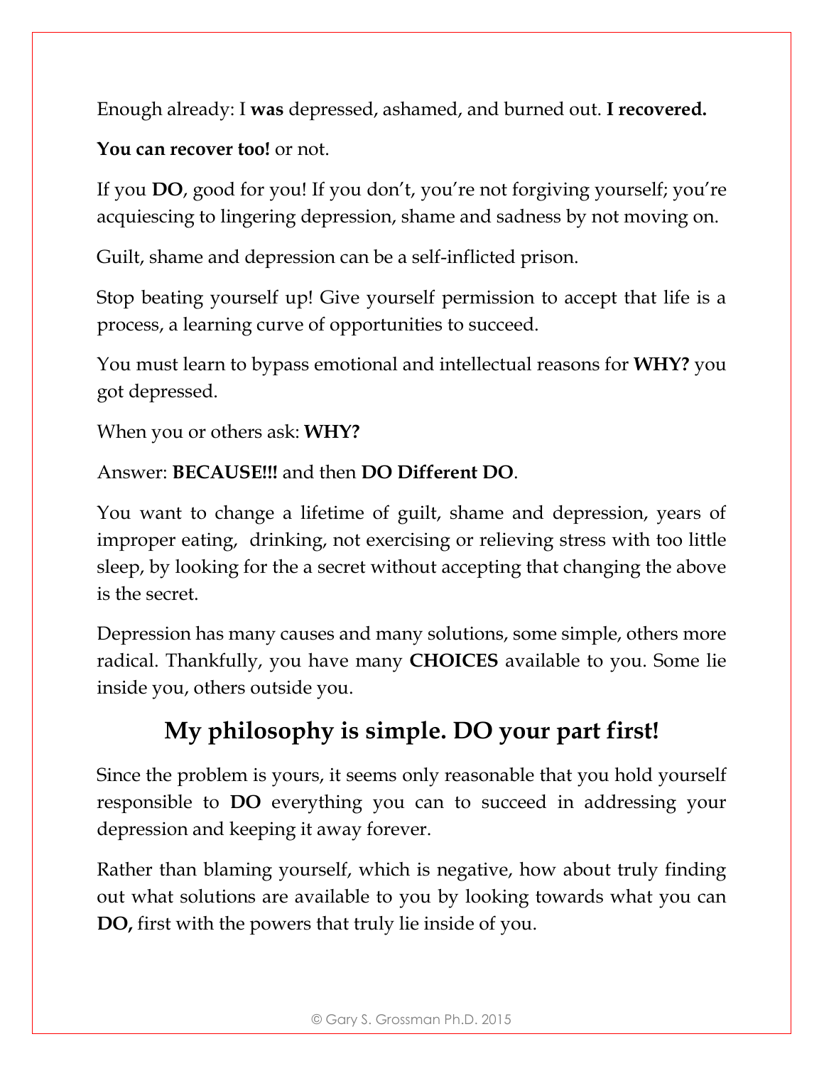Enough already: I **was** depressed, ashamed, and burned out. **I recovered.**

**You can recover too!** or not.

If you **DO**, good for you! If you don't, you're not forgiving yourself; you're acquiescing to lingering depression, shame and sadness by not moving on.

Guilt, shame and depression can be a self-inflicted prison.

Stop beating yourself up! Give yourself permission to accept that life is a process, a learning curve of opportunities to succeed.

You must learn to bypass emotional and intellectual reasons for **WHY?** you got depressed.

When you or others ask: **WHY?**

Answer: **BECAUSE!!!** and then **DO Different DO**.

You want to change a lifetime of guilt, shame and depression, years of improper eating, drinking, not exercising or relieving stress with too little sleep, by looking for the a secret without accepting that changing the above is the secret.

Depression has many causes and many solutions, some simple, others more radical. Thankfully, you have many **CHOICES** available to you. Some lie inside you, others outside you.

## My philosophy is simple. DO your part first!

Since the problem is yours, it seems only reasonable that you hold yourself responsible to **DO** everything you can to succeed in addressing your depression and keeping it away forever.

Rather than blaming yourself, which is negative, how about truly finding out what solutions are available to you by looking towards what you can **DO,** first with the powers that truly lie inside of you.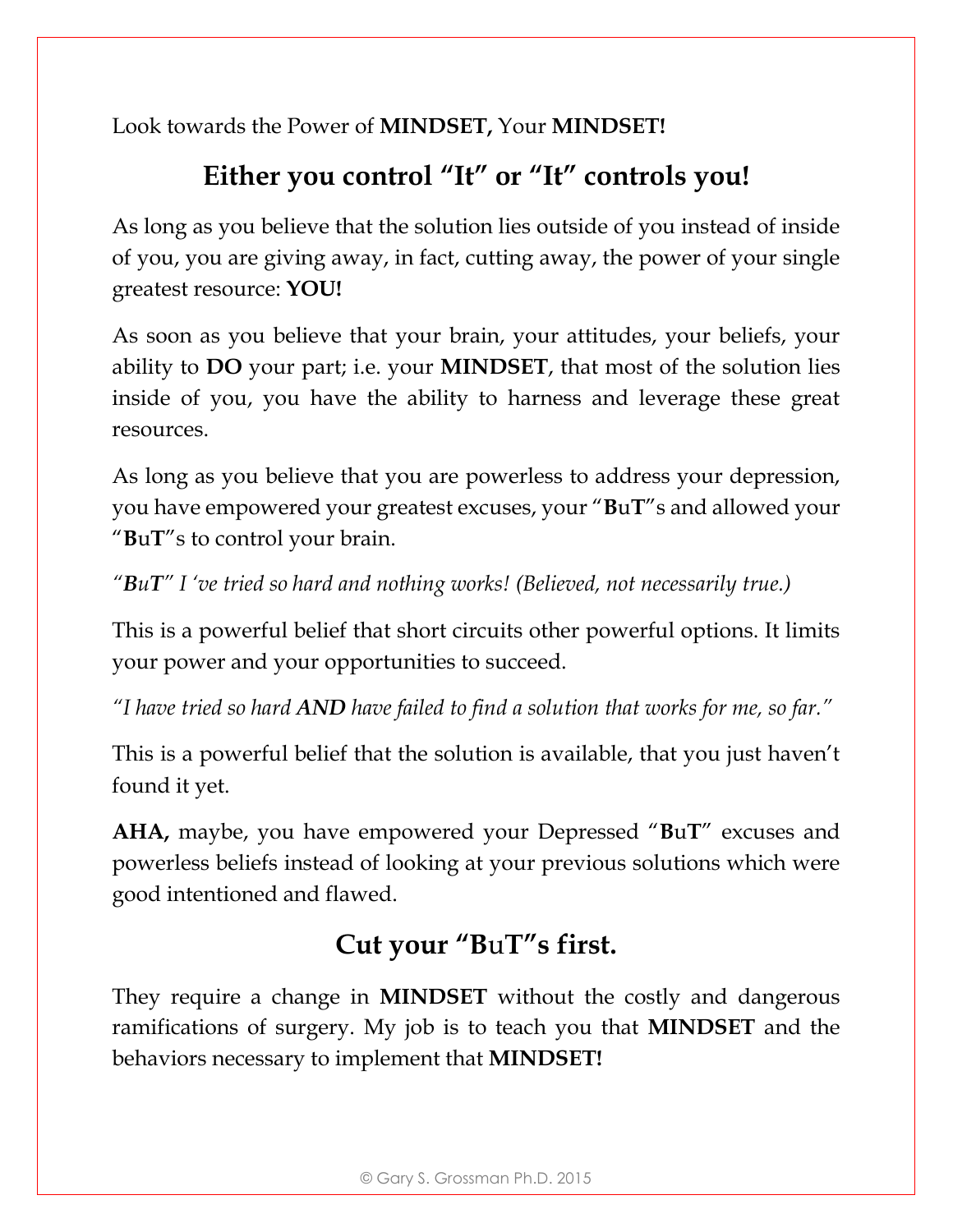Look towards the Power of **MINDSET,** Your **MINDSET!**

## Either you control "It" or "It" controls you!

As long as you believe that the solution lies outside of you instead of inside of you, you are giving away, in fact, cutting away, the power of your single greatest resource: **YOU!**

As soon as you believe that your brain, your attitudes, your beliefs, your ability to **DO** your part; i.e. your **MINDSET**, that most of the solution lies inside of you, you have the ability to harness and leverage these great resources.

As long as you believe that you are powerless to address your depression, you have empowered your greatest excuses, your "**B**u**T**"s and allowed your "**B**u**T**"s to control your brain.

*"**B**u**T**" I 've tried so hard and nothing works! (Believed, not necessarily true.)*

This is a powerful belief that short circuits other powerful options. It limits your power and your opportunities to succeed.

*"I have tried so hard **AND** have failed to find a solution that works for me, so far."*

This is a powerful belief that the solution is available, that you just haven't found it yet.

**AHA,** maybe, you have empowered your Depressed "**B**u**T**" excuses and powerless beliefs instead of looking at your previous solutions which were good intentioned and flawed.

## Cut your "BuT"s first.

They require a change in **MINDSET** without the costly and dangerous ramifications of surgery. My job is to teach you that **MINDSET** and the behaviors necessary to implement that **MINDSET!**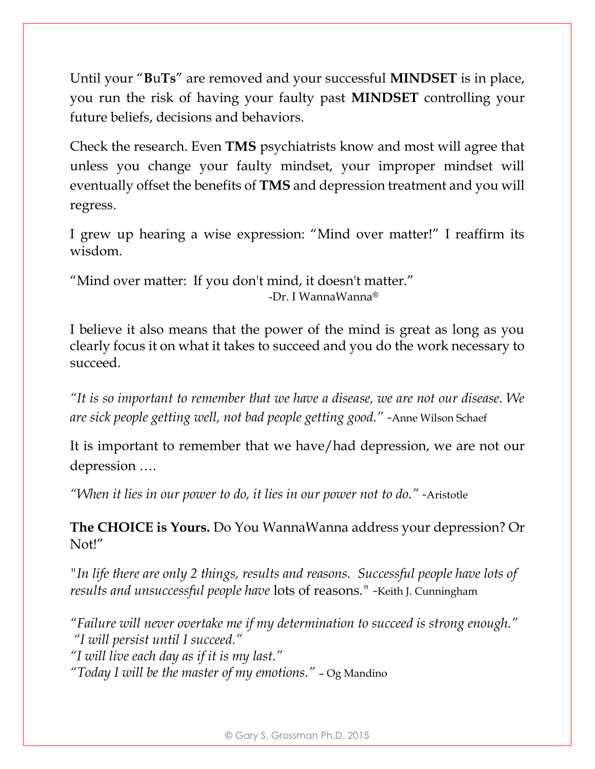Until your "**B**u**Ts**" are removed and your successful **MINDSET** is in place, you run the risk of having your faulty past **MINDSET** controlling your future beliefs, decisions and behaviors.

Check the research. Even **TMS** psychiatrists know and most will agree that unless you change your faulty mindset, your improper mindset will eventually offset the benefits of **TMS** and depression treatment and you will regress.

I grew up hearing a wise expression: "Mind over matter!" I reaffirm its wisdom.

"Mind over matter: If you don't mind, it doesn't matter."
-Dr. I WannaWanna®

I believe it also means that the power of the mind is great as long as you clearly focus it on what it takes to succeed and you do the work necessary to succeed.

*"It is so important to remember that we have a disease, we are not our disease. We are sick people getting well, not bad people getting good."* -Anne Wilson Schaef

It is important to remember that we have/had depression, we are not our depression ….

*"When it lies in our power to do, it lies in our power not to do."* -Aristotle

**The CHOICE is Yours.** Do You WannaWanna address your depression? Or Not!"

"*In life there are only 2 things, results and reasons. Successful people have lots of results and unsuccessful people have* lots of reasons." -Keith J. Cunningham

*"Failure will never overtake me if my determination to succeed is strong enough."*
*"I will persist until I succeed."*
*"I will live each day as if it is my last."*
*"Today I will be the master of my emotions."* – Og Mandino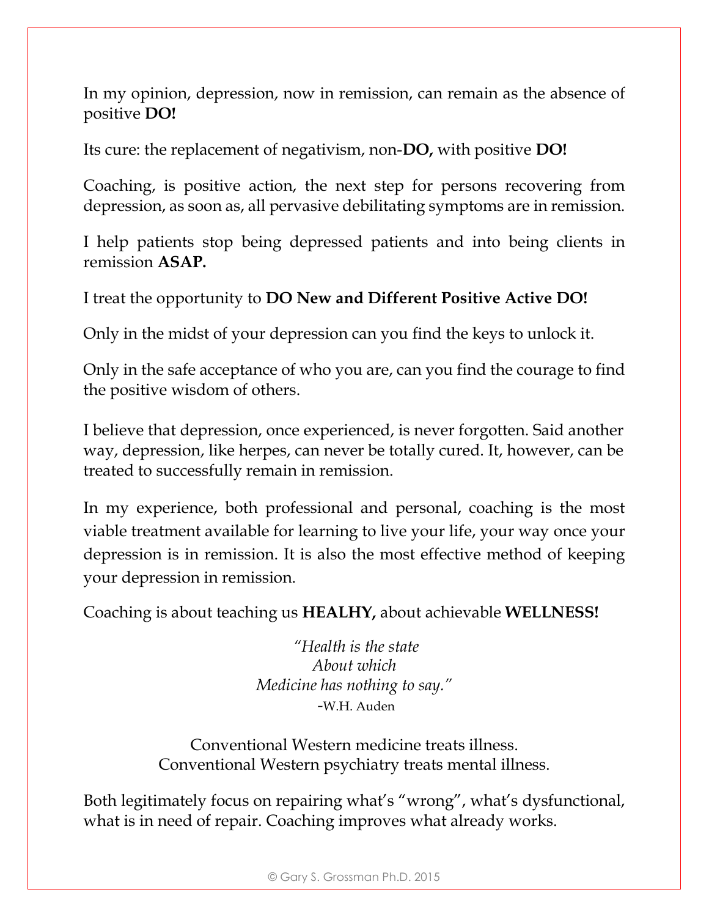In my opinion, depression, now in remission, can remain as the absence of positive **DO!**

Its cure: the replacement of negativism, non-**DO,** with positive **DO!**

Coaching, is positive action, the next step for persons recovering from depression, as soon as, all pervasive debilitating symptoms are in remission.

I help patients stop being depressed patients and into being clients in remission **ASAP.**

I treat the opportunity to **DO New and Different Positive Active DO!**

Only in the midst of your depression can you find the keys to unlock it.

Only in the safe acceptance of who you are, can you find the courage to find the positive wisdom of others.

I believe that depression, once experienced, is never forgotten. Said another way, depression, like herpes, can never be totally cured. It, however, can be treated to successfully remain in remission.

In my experience, both professional and personal, coaching is the most viable treatment available for learning to live your life, your way once your depression is in remission. It is also the most effective method of keeping your depression in remission.

Coaching is about teaching us **HEALHY,** about achievable **WELLNESS!**

*"Health is the state*
*About which*
*Medicine has nothing to say."*
-W.H. Auden

Conventional Western medicine treats illness.
Conventional Western psychiatry treats mental illness.

Both legitimately focus on repairing what's "wrong", what's dysfunctional, what is in need of repair. Coaching improves what already works.

© Gary S. Grossman Ph.D. 2015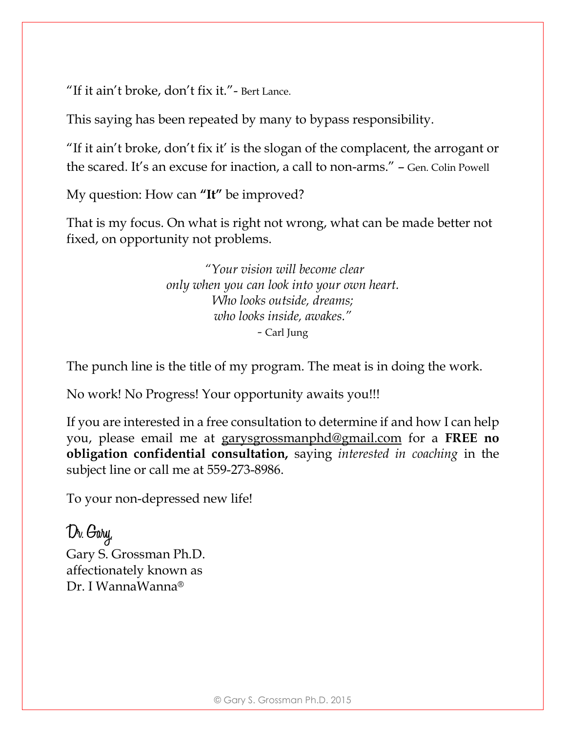"If it ain't broke, don't fix it."- Bert Lance.

This saying has been repeated by many to bypass responsibility.

"If it ain't broke, don't fix it' is the slogan of the complacent, the arrogant or the scared. It's an excuse for inaction, a call to non-arms." – Gen. Colin Powell

My question: How can **"It"** be improved?

That is my focus. On what is right not wrong, what can be made better not fixed, on opportunity not problems.

*"Your vision will become clear*
*only when you can look into your own heart.*
*Who looks outside, dreams;*
*who looks inside, awakes."*
- Carl Jung

The punch line is the title of my program. The meat is in doing the work.

No work! No Progress! Your opportunity awaits you!!!

If you are interested in a free consultation to determine if and how I can help you, please email me at garysgrossmanphd@gmail.com for a **FREE no obligation confidential consultation,** saying *interested in coaching* in the subject line or call me at 559-273-8986.

To your non-depressed new life!

Dr. Gary

Gary S. Grossman Ph.D.
affectionately known as
Dr. I WannaWanna®

© Gary S. Grossman Ph.D. 2015